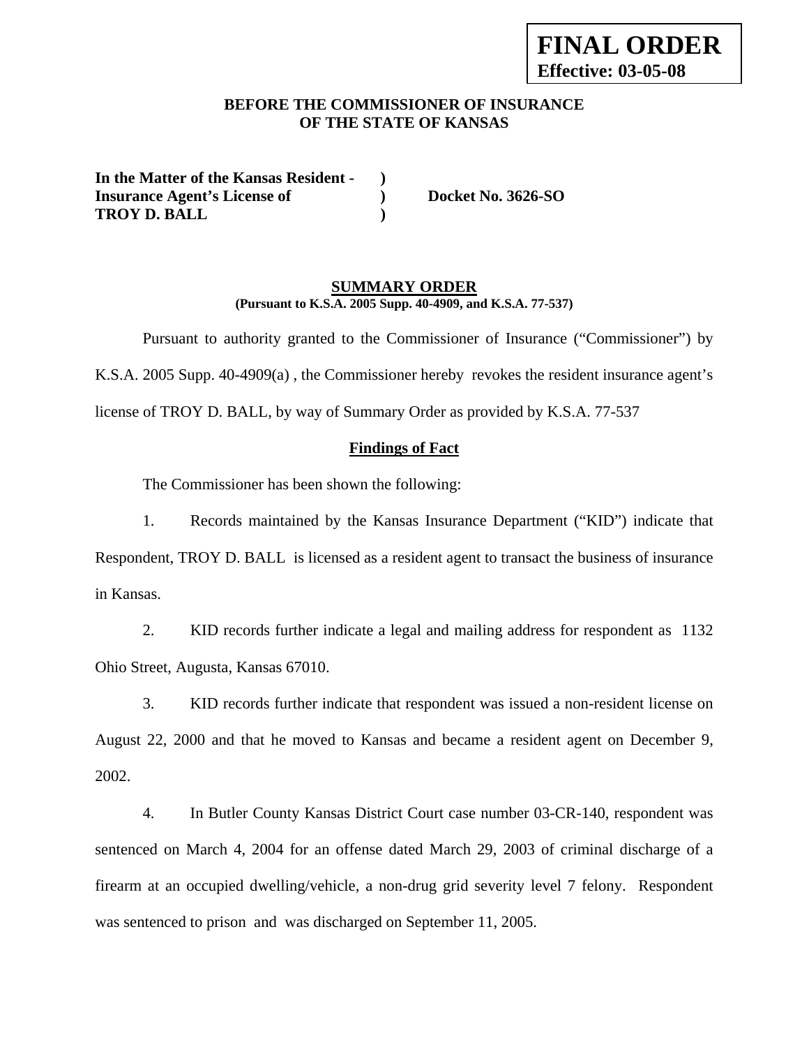**FINAL ORDER**
**Effective: 03-05-08**

**BEFORE THE COMMISSIONER OF INSURANCE**
**OF THE STATE OF KANSAS**

| | | |
|---|---|---|
| **In the Matter of the Kansas Resident -** | **)** | |
| **Insurance Agent's License of** | **)** | **Docket No. 3626-SO** |
| **TROY D. BALL** | **)** | |

## SUMMARY ORDER

**(Pursuant to K.S.A. 2005 Supp. 40-4909, and K.S.A. 77-537)**

Pursuant to authority granted to the Commissioner of Insurance ("Commissioner") by K.S.A. 2005 Supp. 40-4909(a) , the Commissioner hereby revokes the resident insurance agent's license of TROY D. BALL, by way of Summary Order as provided by K.S.A. 77-537

### Findings of Fact

The Commissioner has been shown the following:

1. Records maintained by the Kansas Insurance Department ("KID") indicate that Respondent, TROY D. BALL is licensed as a resident agent to transact the business of insurance in Kansas.

2. KID records further indicate a legal and mailing address for respondent as 1132 Ohio Street, Augusta, Kansas 67010.

3. KID records further indicate that respondent was issued a non-resident license on August 22, 2000 and that he moved to Kansas and became a resident agent on December 9, 2002.

4. In Butler County Kansas District Court case number 03-CR-140, respondent was sentenced on March 4, 2004 for an offense dated March 29, 2003 of criminal discharge of a firearm at an occupied dwelling/vehicle, a non-drug grid severity level 7 felony. Respondent was sentenced to prison and was discharged on September 11, 2005.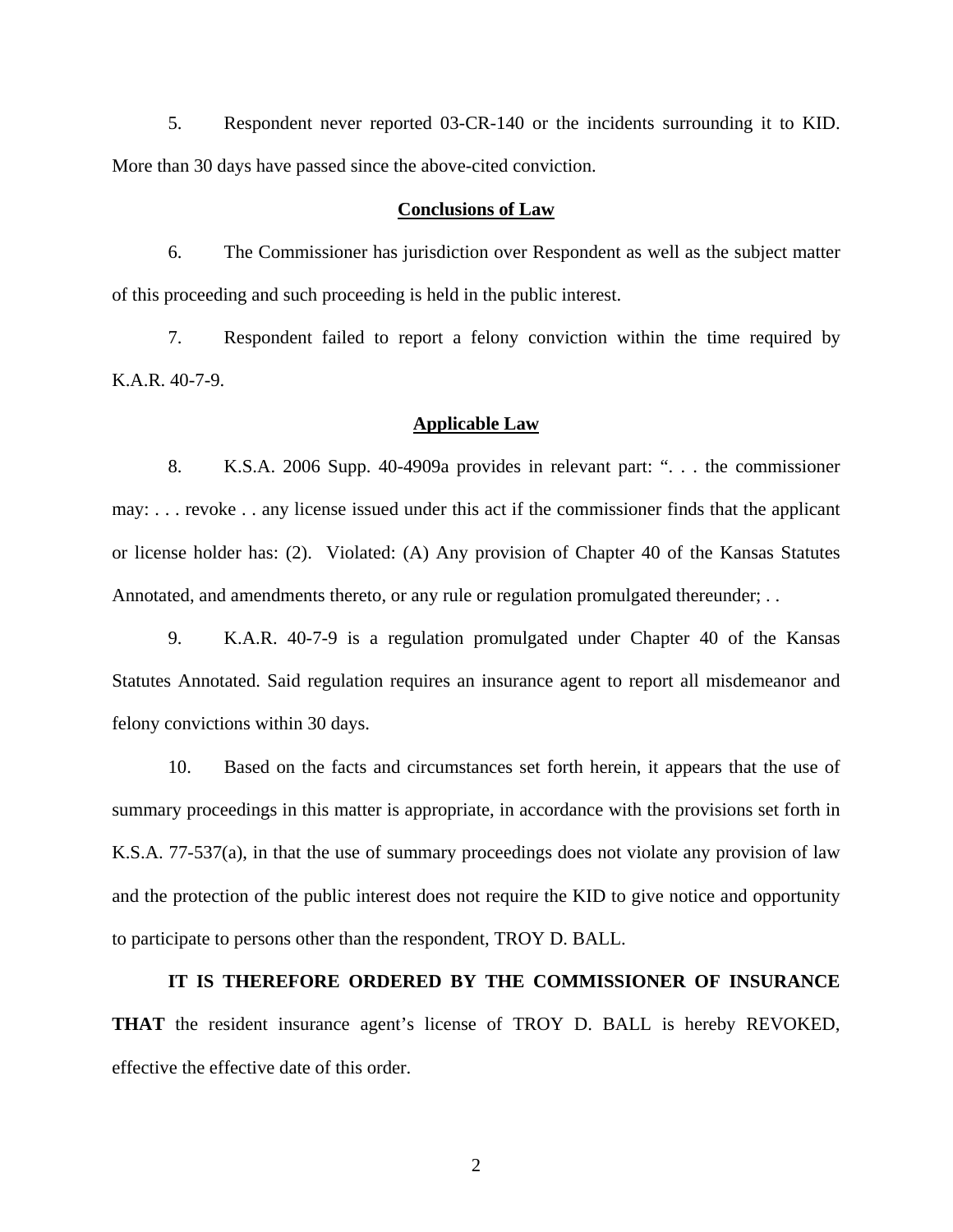5. Respondent never reported 03-CR-140 or the incidents surrounding it to KID. More than 30 days have passed since the above-cited conviction.

## Conclusions of Law

6. The Commissioner has jurisdiction over Respondent as well as the subject matter of this proceeding and such proceeding is held in the public interest.

7. Respondent failed to report a felony conviction within the time required by K.A.R. 40-7-9.

## Applicable Law

8. K.S.A. 2006 Supp. 40-4909a provides in relevant part: ". . . the commissioner may: . . . revoke . . any license issued under this act if the commissioner finds that the applicant or license holder has: (2). Violated: (A) Any provision of Chapter 40 of the Kansas Statutes Annotated, and amendments thereto, or any rule or regulation promulgated thereunder; . .

9. K.A.R. 40-7-9 is a regulation promulgated under Chapter 40 of the Kansas Statutes Annotated. Said regulation requires an insurance agent to report all misdemeanor and felony convictions within 30 days.

10. Based on the facts and circumstances set forth herein, it appears that the use of summary proceedings in this matter is appropriate, in accordance with the provisions set forth in K.S.A. 77-537(a), in that the use of summary proceedings does not violate any provision of law and the protection of the public interest does not require the KID to give notice and opportunity to participate to persons other than the respondent, TROY D. BALL.

**IT IS THEREFORE ORDERED BY THE COMMISSIONER OF INSURANCE THAT** the resident insurance agent's license of TROY D. BALL is hereby REVOKED, effective the effective date of this order.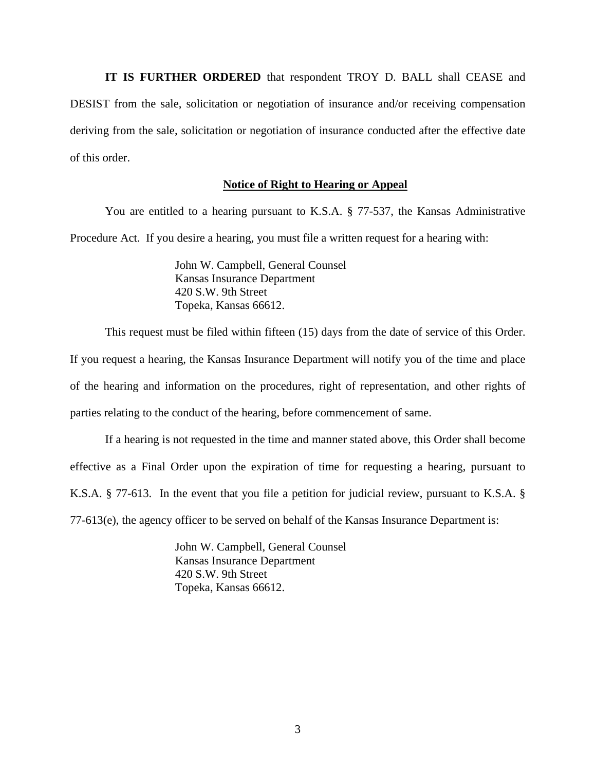**IT IS FURTHER ORDERED** that respondent TROY D. BALL shall CEASE and DESIST from the sale, solicitation or negotiation of insurance and/or receiving compensation deriving from the sale, solicitation or negotiation of insurance conducted after the effective date of this order.

## <u>Notice of Right to Hearing or Appeal</u>

You are entitled to a hearing pursuant to K.S.A. § 77-537, the Kansas Administrative Procedure Act. If you desire a hearing, you must file a written request for a hearing with:

John W. Campbell, General Counsel
Kansas Insurance Department
420 S.W. 9th Street
Topeka, Kansas 66612.

This request must be filed within fifteen (15) days from the date of service of this Order. If you request a hearing, the Kansas Insurance Department will notify you of the time and place of the hearing and information on the procedures, right of representation, and other rights of parties relating to the conduct of the hearing, before commencement of same.

If a hearing is not requested in the time and manner stated above, this Order shall become effective as a Final Order upon the expiration of time for requesting a hearing, pursuant to K.S.A. § 77-613. In the event that you file a petition for judicial review, pursuant to K.S.A. § 77-613(e), the agency officer to be served on behalf of the Kansas Insurance Department is:

John W. Campbell, General Counsel
Kansas Insurance Department
420 S.W. 9th Street
Topeka, Kansas 66612.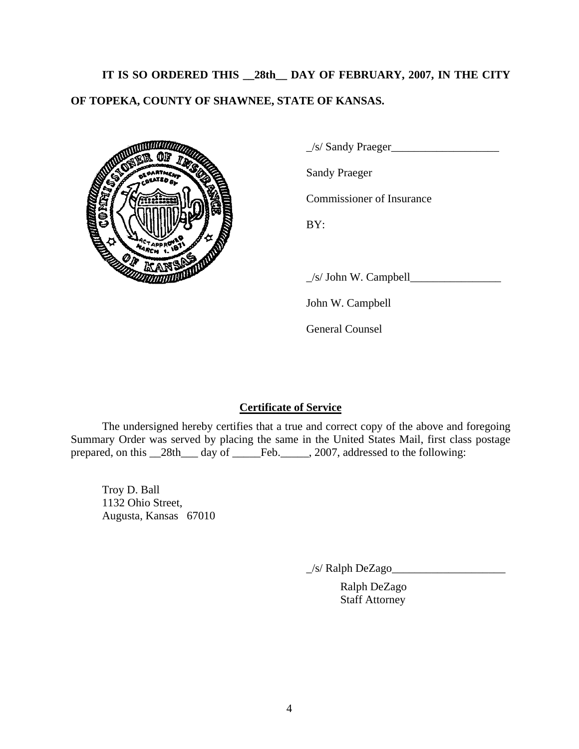**IT IS SO ORDERED THIS __28th__ DAY OF FEBRUARY, 2007, IN THE CITY OF TOPEKA, COUNTY OF SHAWNEE, STATE OF KANSAS.**

_/s/ Sandy Praeger___________________

Sandy Praeger

Commissioner of Insurance

BY:

_/s/ John W. Campbell________________

John W. Campbell

General Counsel

## Certificate of Service

The undersigned hereby certifies that a true and correct copy of the above and foregoing Summary Order was served by placing the same in the United States Mail, first class postage prepared, on this __28th___ day of _____Feb._____, 2007, addressed to the following:

Troy D. Ball
1132 Ohio Street,
Augusta, Kansas 67010

_/s/ Ralph DeZago____________________

Ralph DeZago
Staff Attorney